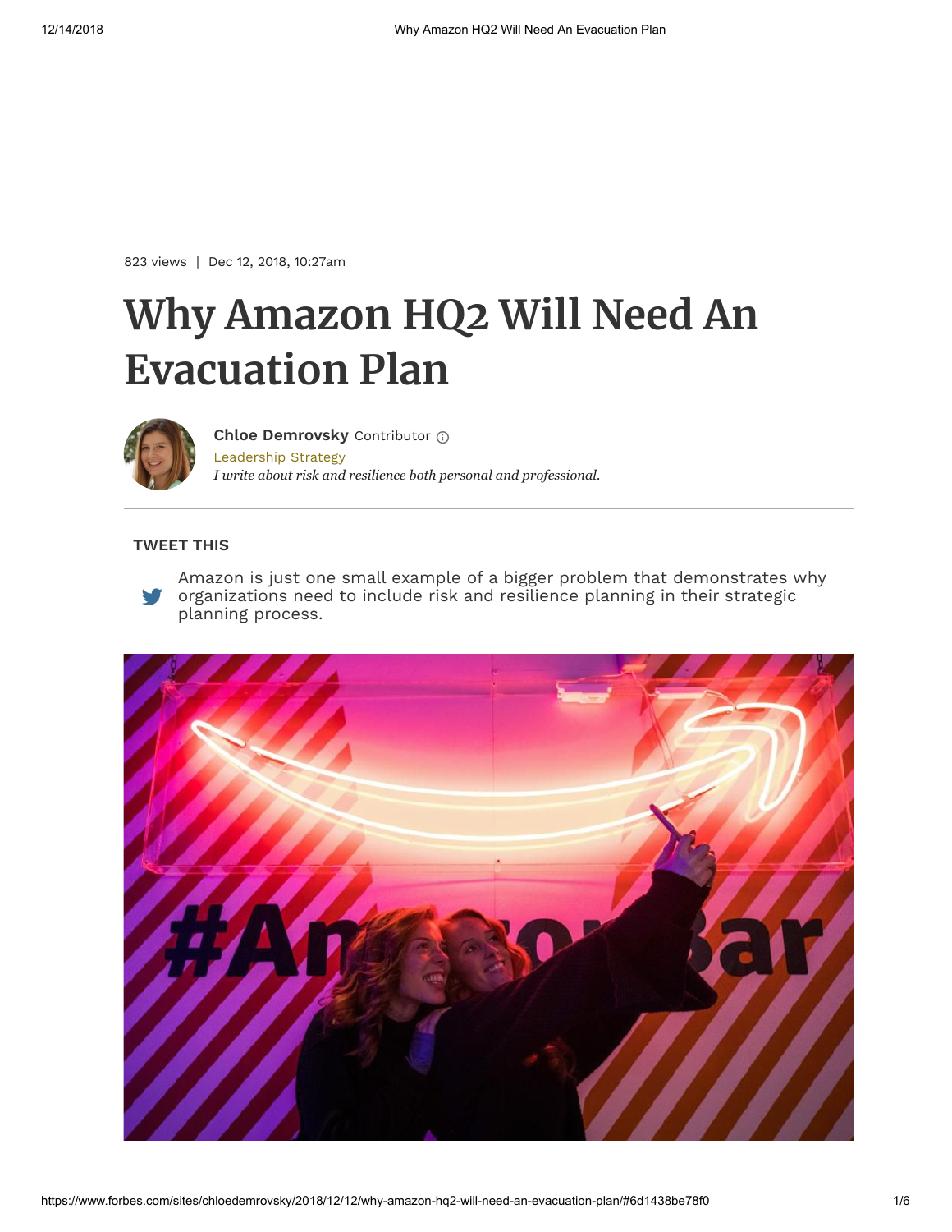823 views | Dec 12, 2018, 10:27am

# Why Amazon HQ2 Will Need An Evacuation Plan

**Chloe Demrovsky** Contributor

Leadership Strategy

*I write about risk and resilience both personal and professional.*

---

**TWEET THIS**

Amazon is just one small example of a bigger problem that demonstrates why organizations need to include risk and resilience planning in their strategic planning process.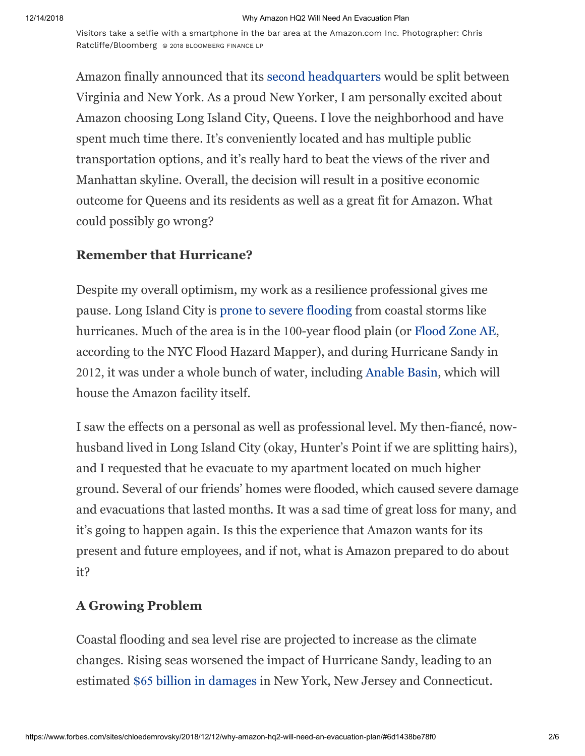Visitors take a selfie with a smartphone in the bar area at the Amazon.com Inc. Photographer: Chris Ratcliffe/Bloomberg © 2018 BLOOMBERG FINANCE LP

Amazon finally announced that its second headquarters would be split between Virginia and New York. As a proud New Yorker, I am personally excited about Amazon choosing Long Island City, Queens. I love the neighborhood and have spent much time there. It's conveniently located and has multiple public transportation options, and it's really hard to beat the views of the river and Manhattan skyline. Overall, the decision will result in a positive economic outcome for Queens and its residents as well as a great fit for Amazon. What could possibly go wrong?

### Remember that Hurricane?

Despite my overall optimism, my work as a resilience professional gives me pause. Long Island City is prone to severe flooding from coastal storms like hurricanes. Much of the area is in the 100-year flood plain (or Flood Zone AE, according to the NYC Flood Hazard Mapper), and during Hurricane Sandy in 2012, it was under a whole bunch of water, including Anable Basin, which will house the Amazon facility itself.

I saw the effects on a personal as well as professional level. My then-fiancé, now-husband lived in Long Island City (okay, Hunter's Point if we are splitting hairs), and I requested that he evacuate to my apartment located on much higher ground. Several of our friends' homes were flooded, which caused severe damage and evacuations that lasted months. It was a sad time of great loss for many, and it's going to happen again. Is this the experience that Amazon wants for its present and future employees, and if not, what is Amazon prepared to do about it?

### A Growing Problem

Coastal flooding and sea level rise are projected to increase as the climate changes. Rising seas worsened the impact of Hurricane Sandy, leading to an estimated $65 billion in damages in New York, New Jersey and Connecticut.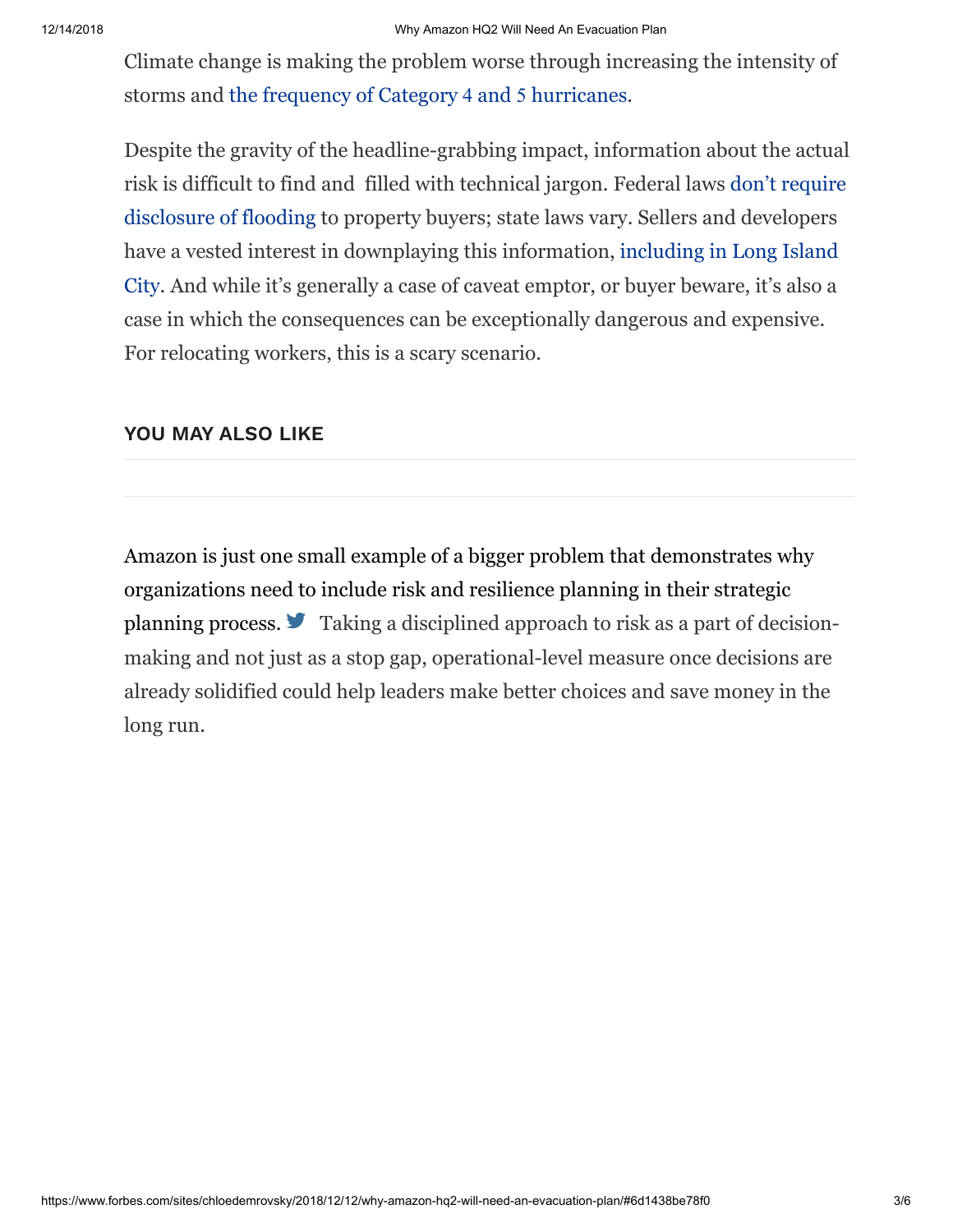Climate change is making the problem worse through increasing the intensity of storms and the frequency of Category 4 and 5 hurricanes.

Despite the gravity of the headline-grabbing impact, information about the actual risk is difficult to find and filled with technical jargon. Federal laws don't require disclosure of flooding to property buyers; state laws vary. Sellers and developers have a vested interest in downplaying this information, including in Long Island City. And while it's generally a case of caveat emptor, or buyer beware, it's also a case in which the consequences can be exceptionally dangerous and expensive. For relocating workers, this is a scary scenario.

### YOU MAY ALSO LIKE

Amazon is just one small example of a bigger problem that demonstrates why organizations need to include risk and resilience planning in their strategic planning process. Taking a disciplined approach to risk as a part of decision-making and not just as a stop gap, operational-level measure once decisions are already solidified could help leaders make better choices and save money in the long run.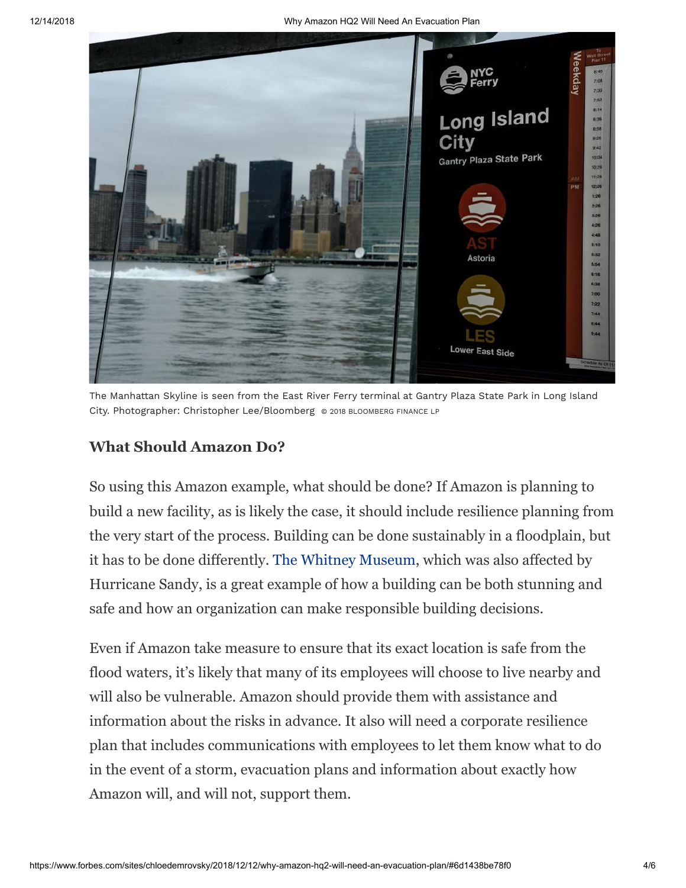The Manhattan Skyline is seen from the East River Ferry terminal at Gantry Plaza State Park in Long Island City. Photographer: Christopher Lee/Bloomberg © 2018 BLOOMBERG FINANCE LP

## What Should Amazon Do?

So using this Amazon example, what should be done? If Amazon is planning to build a new facility, as is likely the case, it should include resilience planning from the very start of the process. Building can be done sustainably in a floodplain, but it has to be done differently. The Whitney Museum, which was also affected by Hurricane Sandy, is a great example of how a building can be both stunning and safe and how an organization can make responsible building decisions.

Even if Amazon take measure to ensure that its exact location is safe from the flood waters, it's likely that many of its employees will choose to live nearby and will also be vulnerable. Amazon should provide them with assistance and information about the risks in advance. It also will need a corporate resilience plan that includes communications with employees to let them know what to do in the event of a storm, evacuation plans and information about exactly how Amazon will, and will not, support them.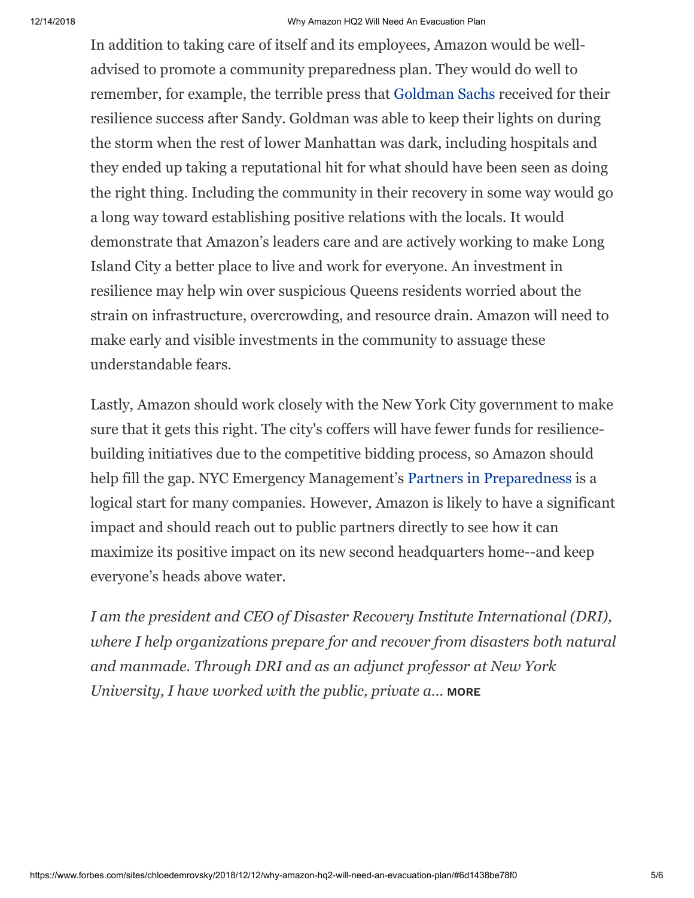In addition to taking care of itself and its employees, Amazon would be well-advised to promote a community preparedness plan. They would do well to remember, for example, the terrible press that Goldman Sachs received for their resilience success after Sandy. Goldman was able to keep their lights on during the storm when the rest of lower Manhattan was dark, including hospitals and they ended up taking a reputational hit for what should have been seen as doing the right thing. Including the community in their recovery in some way would go a long way toward establishing positive relations with the locals. It would demonstrate that Amazon's leaders care and are actively working to make Long Island City a better place to live and work for everyone. An investment in resilience may help win over suspicious Queens residents worried about the strain on infrastructure, overcrowding, and resource drain. Amazon will need to make early and visible investments in the community to assuage these understandable fears.

Lastly, Amazon should work closely with the New York City government to make sure that it gets this right. The city's coffers will have fewer funds for resilience-building initiatives due to the competitive bidding process, so Amazon should help fill the gap. NYC Emergency Management's Partners in Preparedness is a logical start for many companies. However, Amazon is likely to have a significant impact and should reach out to public partners directly to see how it can maximize its positive impact on its new second headquarters home--and keep everyone's heads above water.

*I am the president and CEO of Disaster Recovery Institute International (DRI), where I help organizations prepare for and recover from disasters both natural and manmade. Through DRI and as an adjunct professor at New York University, I have worked with the public, private a...* **MORE**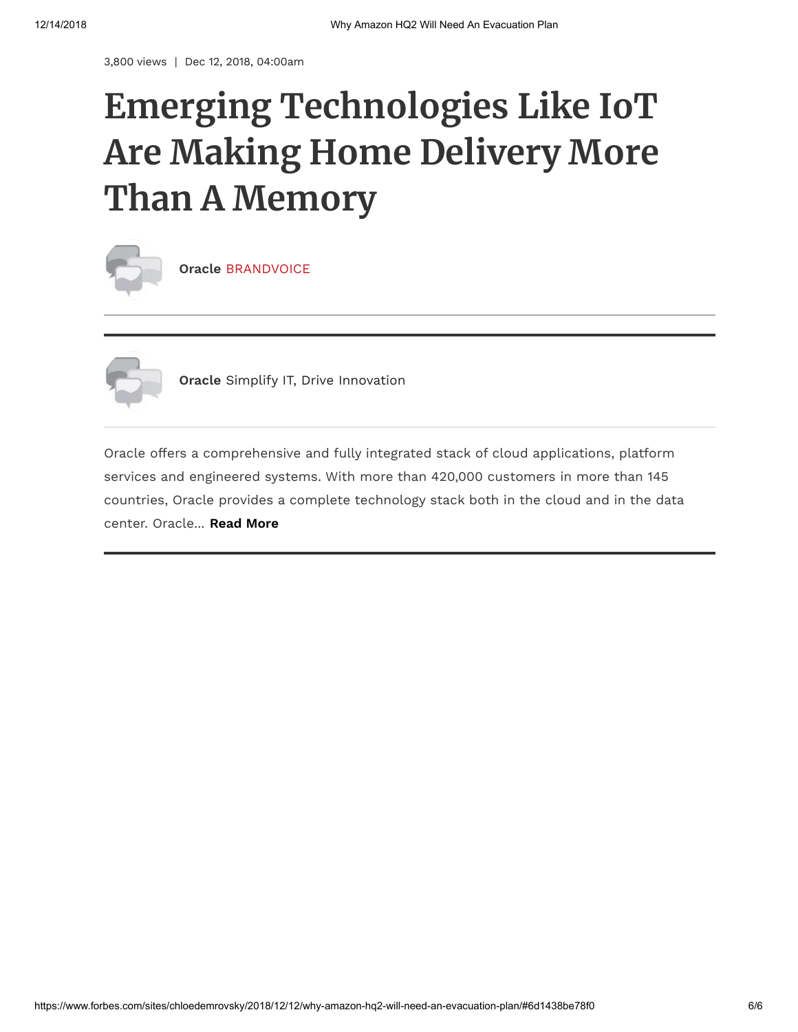3,800 views | Dec 12, 2018, 04:00am

# Emerging Technologies Like IoT Are Making Home Delivery More Than A Memory

**Oracle** BRANDVOICE

---

**Oracle** Simplify IT, Drive Innovation

Oracle offers a comprehensive and fully integrated stack of cloud applications, platform services and engineered systems. With more than 420,000 customers in more than 145 countries, Oracle provides a complete technology stack both in the cloud and in the data center. Oracle... **Read More**